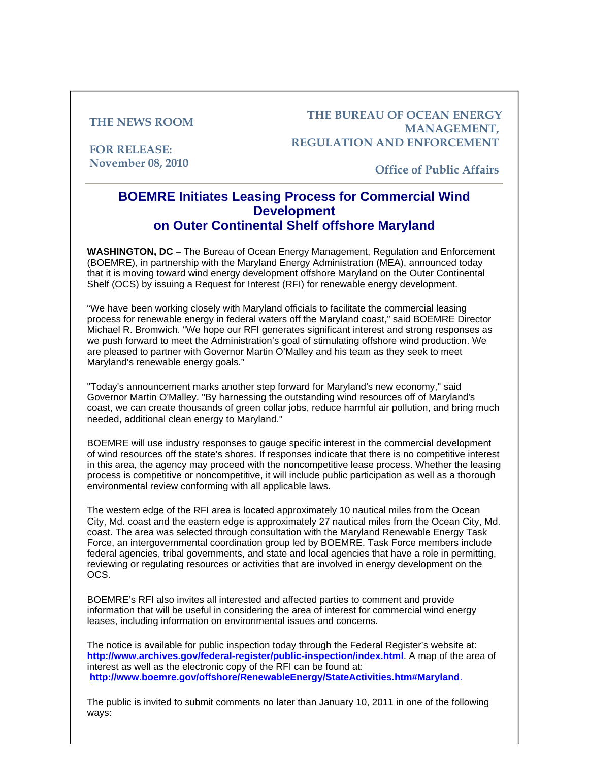**THE NEWS ROOM**

**THE BUREAU OF OCEAN ENERGY MANAGEMENT, REGULATION AND ENFORCEMENT**

**FOR RELEASE:**
**November 08, 2010**

**Office of Public Affairs**

---

## BOEMRE Initiates Leasing Process for Commercial Wind Development on Outer Continental Shelf offshore Maryland

**WASHINGTON, DC –** The Bureau of Ocean Energy Management, Regulation and Enforcement (BOEMRE), in partnership with the Maryland Energy Administration (MEA), announced today that it is moving toward wind energy development offshore Maryland on the Outer Continental Shelf (OCS) by issuing a Request for Interest (RFI) for renewable energy development.

"We have been working closely with Maryland officials to facilitate the commercial leasing process for renewable energy in federal waters off the Maryland coast," said BOEMRE Director Michael R. Bromwich. "We hope our RFI generates significant interest and strong responses as we push forward to meet the Administration's goal of stimulating offshore wind production. We are pleased to partner with Governor Martin O'Malley and his team as they seek to meet Maryland's renewable energy goals."

"Today's announcement marks another step forward for Maryland's new economy," said Governor Martin O'Malley. "By harnessing the outstanding wind resources off of Maryland's coast, we can create thousands of green collar jobs, reduce harmful air pollution, and bring much needed, additional clean energy to Maryland."

BOEMRE will use industry responses to gauge specific interest in the commercial development of wind resources off the state's shores. If responses indicate that there is no competitive interest in this area, the agency may proceed with the noncompetitive lease process. Whether the leasing process is competitive or noncompetitive, it will include public participation as well as a thorough environmental review conforming with all applicable laws.

The western edge of the RFI area is located approximately 10 nautical miles from the Ocean City, Md. coast and the eastern edge is approximately 27 nautical miles from the Ocean City, Md. coast. The area was selected through consultation with the Maryland Renewable Energy Task Force, an intergovernmental coordination group led by BOEMRE. Task Force members include federal agencies, tribal governments, and state and local agencies that have a role in permitting, reviewing or regulating resources or activities that are involved in energy development on the OCS.

BOEMRE's RFI also invites all interested and affected parties to comment and provide information that will be useful in considering the area of interest for commercial wind energy leases, including information on environmental issues and concerns.

The notice is available for public inspection today through the Federal Register's website at: **http://www.archives.gov/federal-register/public-inspection/index.html**. A map of the area of interest as well as the electronic copy of the RFI can be found at: **http://www.boemre.gov/offshore/RenewableEnergy/StateActivities.htm#Maryland**.

The public is invited to submit comments no later than January 10, 2011 in one of the following ways: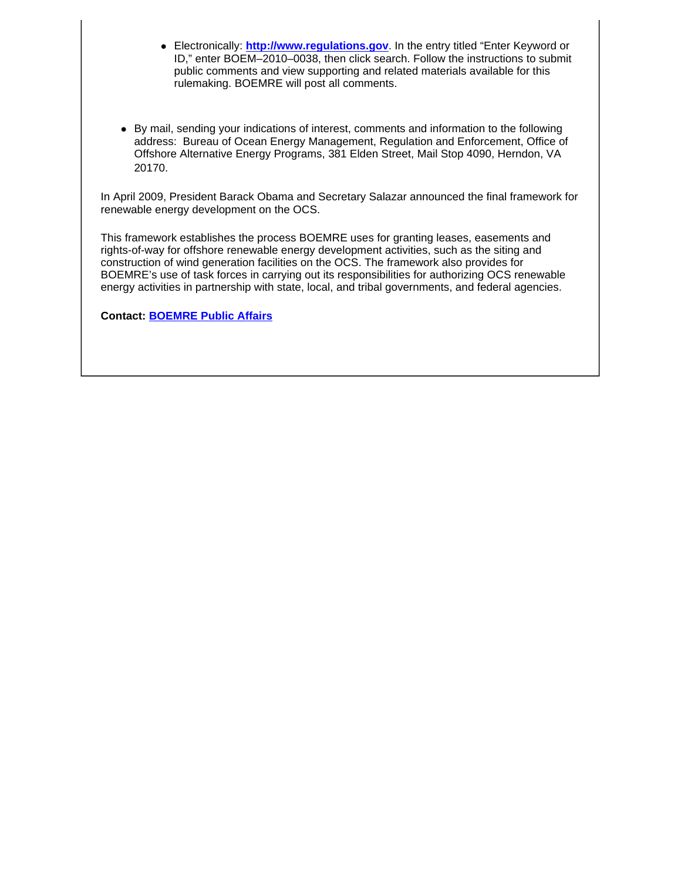- Electronically: **http://www.regulations.gov**. In the entry titled “Enter Keyword or ID,” enter BOEM–2010–0038, then click search. Follow the instructions to submit public comments and view supporting and related materials available for this rulemaking. BOEMRE will post all comments.

- By mail, sending your indications of interest, comments and information to the following address: Bureau of Ocean Energy Management, Regulation and Enforcement, Office of Offshore Alternative Energy Programs, 381 Elden Street, Mail Stop 4090, Herndon, VA 20170.

In April 2009, President Barack Obama and Secretary Salazar announced the final framework for renewable energy development on the OCS.

This framework establishes the process BOEMRE uses for granting leases, easements and rights-of-way for offshore renewable energy development activities, such as the siting and construction of wind generation facilities on the OCS. The framework also provides for BOEMRE’s use of task forces in carrying out its responsibilities for authorizing OCS renewable energy activities in partnership with state, local, and tribal governments, and federal agencies.

**Contact:** **BOEMRE Public Affairs**